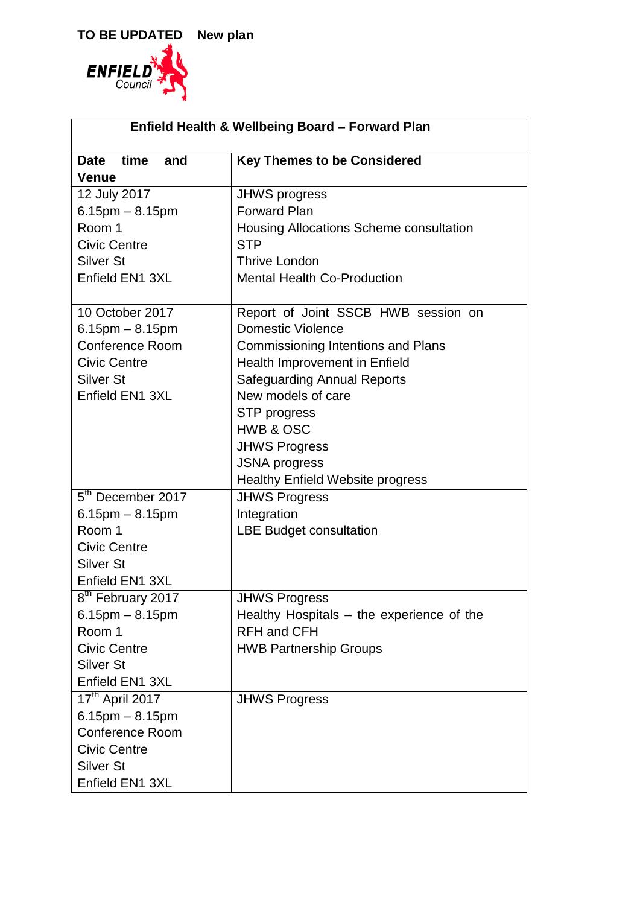**TO BE UPDATED    New plan**

ENFIELD Council

| Enfield Health & Wellbeing Board – Forward Plan | |
|---|---|
| **Date time and Venue** | **Key Themes to be Considered** |
| 12 July 2017<br>6.15pm – 8.15pm<br>Room 1<br>Civic Centre<br>Silver St<br>Enfield EN1 3XL | JHWS progress<br>Forward Plan<br>Housing Allocations Scheme consultation<br>STP<br>Thrive London<br>Mental Health Co-Production |
| 10 October 2017<br>6.15pm – 8.15pm<br>Conference Room<br>Civic Centre<br>Silver St<br>Enfield EN1 3XL | Report of Joint SSCB HWB session on Domestic Violence<br>Commissioning Intentions and Plans<br>Health Improvement in Enfield<br>Safeguarding Annual Reports<br>New models of care<br>STP progress<br>HWB & OSC<br>JHWS Progress<br>JSNA progress<br>Healthy Enfield Website progress |
| 5th December 2017<br>6.15pm – 8.15pm<br>Room 1<br>Civic Centre<br>Silver St<br>Enfield EN1 3XL | JHWS Progress<br>Integration<br>LBE Budget consultation |
| 8th February 2017<br>6.15pm – 8.15pm<br>Room 1<br>Civic Centre<br>Silver St<br>Enfield EN1 3XL | JHWS Progress<br>Healthy Hospitals – the experience of the RFH and CFH<br>HWB Partnership Groups |
| 17th April 2017<br>6.15pm – 8.15pm<br>Conference Room<br>Civic Centre<br>Silver St<br>Enfield EN1 3XL | JHWS Progress |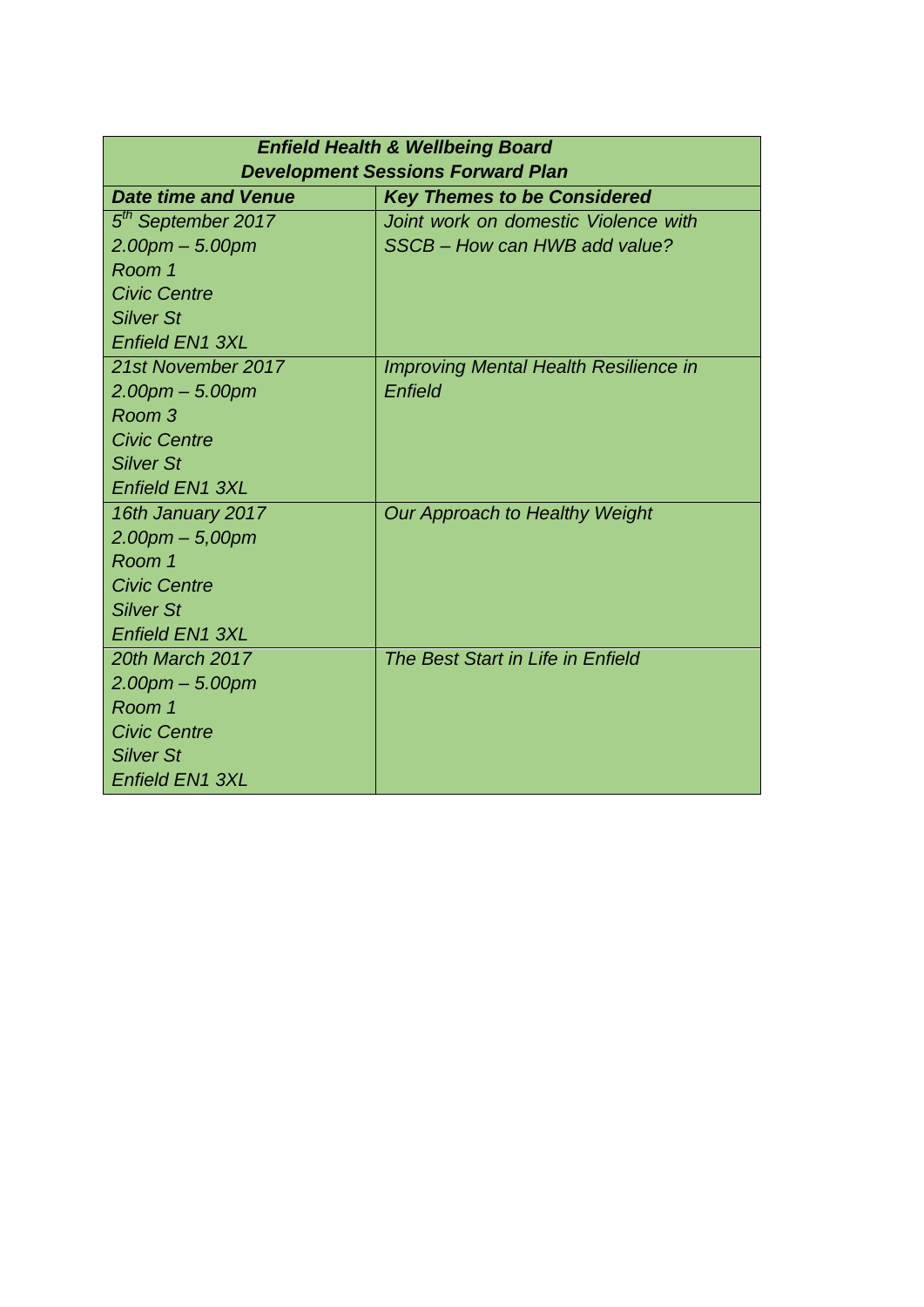| ***Enfield Health & Wellbeing Board Development Sessions Forward Plan*** | |
|---|---|
| ***Date time and Venue*** | ***Key Themes to be Considered*** |
| *5th September 2017<br>2.00pm – 5.00pm<br>Room 1<br>Civic Centre<br>Silver St<br>Enfield EN1 3XL* | *Joint work on domestic Violence with SSCB – How can HWB add value?* |
| *21st November 2017<br>2.00pm – 5.00pm<br>Room 3<br>Civic Centre<br>Silver St<br>Enfield EN1 3XL* | *Improving Mental Health Resilience in Enfield* |
| *16th January 2017<br>2.00pm – 5,00pm<br>Room 1<br>Civic Centre<br>Silver St<br>Enfield EN1 3XL* | *Our Approach to Healthy Weight* |
| *20th March 2017<br>2.00pm – 5.00pm<br>Room 1<br>Civic Centre<br>Silver St<br>Enfield EN1 3XL* | *The Best Start in Life in Enfield* |